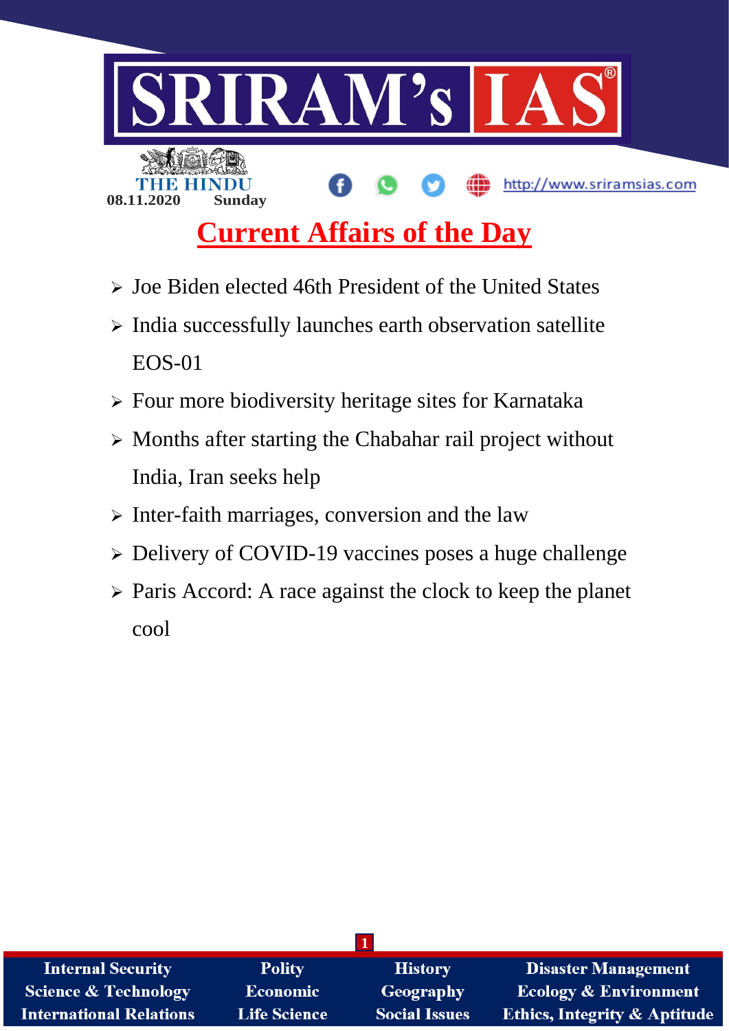THE HINDU

08.11.2020 Sunday

# Current Affairs of the Day

- Joe Biden elected 46th President of the United States
- India successfully launches earth observation satellite EOS-01
- Four more biodiversity heritage sites for Karnataka
- Months after starting the Chabahar rail project without India, Iran seeks help
- Inter-faith marriages, conversion and the law
- Delivery of COVID-19 vaccines poses a huge challenge
- Paris Accord: A race against the clock to keep the planet cool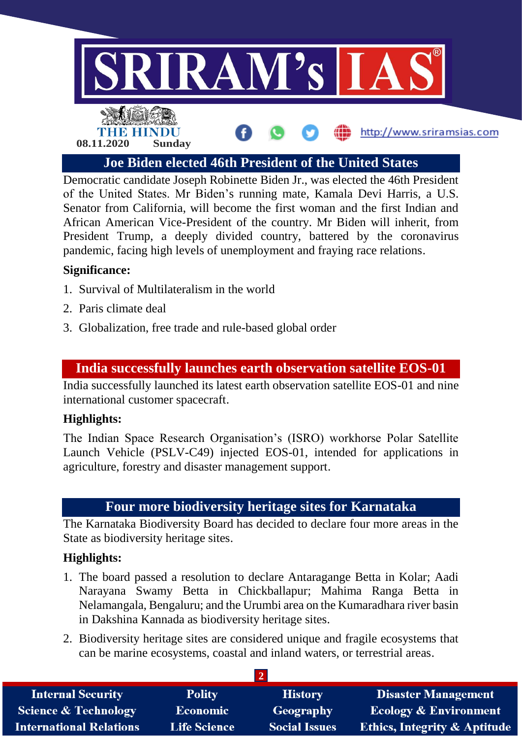## Joe Biden elected 46th President of the United States

Democratic candidate Joseph Robinette Biden Jr., was elected the 46th President of the United States. Mr Biden's running mate, Kamala Devi Harris, a U.S. Senator from California, will become the first woman and the first Indian and African American Vice-President of the country. Mr Biden will inherit, from President Trump, a deeply divided country, battered by the coronavirus pandemic, facing high levels of unemployment and fraying race relations.

**Significance:**

1. Survival of Multilateralism in the world
2. Paris climate deal
3. Globalization, free trade and rule-based global order

## India successfully launches earth observation satellite EOS-01

India successfully launched its latest earth observation satellite EOS-01 and nine international customer spacecraft.

**Highlights:**

The Indian Space Research Organisation's (ISRO) workhorse Polar Satellite Launch Vehicle (PSLV-C49) injected EOS-01, intended for applications in agriculture, forestry and disaster management support.

## Four more biodiversity heritage sites for Karnataka

The Karnataka Biodiversity Board has decided to declare four more areas in the State as biodiversity heritage sites.

**Highlights:**

1. The board passed a resolution to declare Antaragange Betta in Kolar; Aadi Narayana Swamy Betta in Chickballapur; Mahima Ranga Betta in Nelamangala, Bengaluru; and the Urumbi area on the Kumaradhara river basin in Dakshina Kannada as biodiversity heritage sites.
2. Biodiversity heritage sites are considered unique and fragile ecosystems that can be marine ecosystems, coastal and inland waters, or terrestrial areas.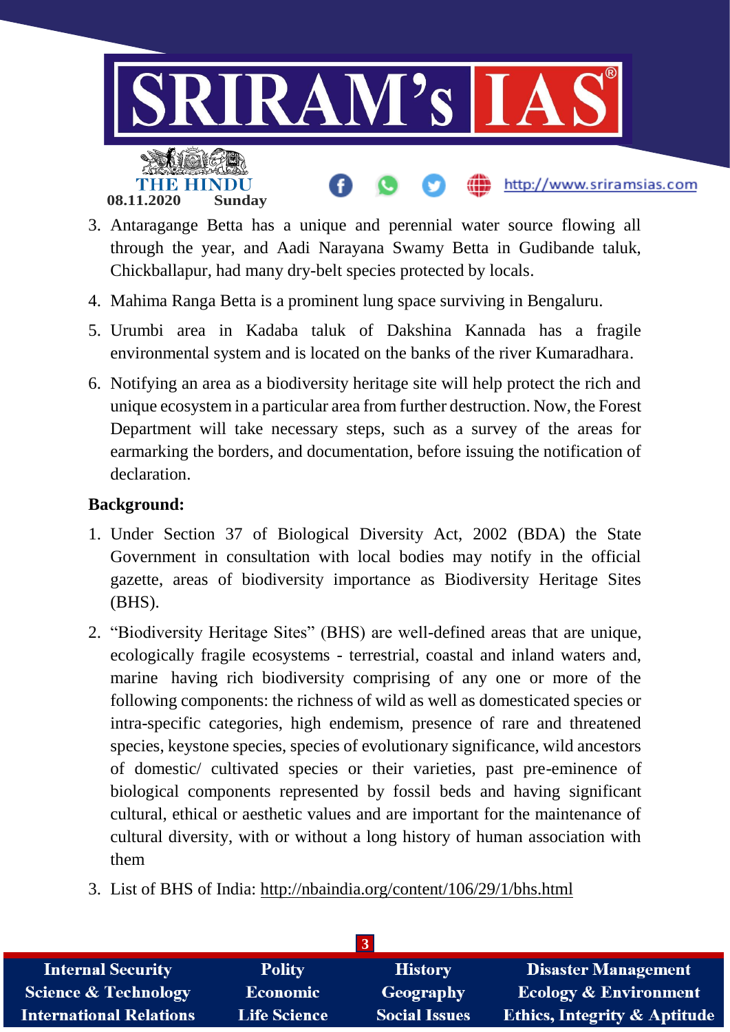3. Antaragange Betta has a unique and perennial water source flowing all through the year, and Aadi Narayana Swamy Betta in Gudibande taluk, Chickballapur, had many dry-belt species protected by locals.
4. Mahima Ranga Betta is a prominent lung space surviving in Bengaluru.
5. Urumbi area in Kadaba taluk of Dakshina Kannada has a fragile environmental system and is located on the banks of the river Kumaradhara.
6. Notifying an area as a biodiversity heritage site will help protect the rich and unique ecosystem in a particular area from further destruction. Now, the Forest Department will take necessary steps, such as a survey of the areas for earmarking the borders, and documentation, before issuing the notification of declaration.

**Background:**

1. Under Section 37 of Biological Diversity Act, 2002 (BDA) the State Government in consultation with local bodies may notify in the official gazette, areas of biodiversity importance as Biodiversity Heritage Sites (BHS).
2. "Biodiversity Heritage Sites" (BHS) are well-defined areas that are unique, ecologically fragile ecosystems - terrestrial, coastal and inland waters and, marine having rich biodiversity comprising of any one or more of the following components: the richness of wild as well as domesticated species or intra-specific categories, high endemism, presence of rare and threatened species, keystone species, species of evolutionary significance, wild ancestors of domestic/ cultivated species or their varieties, past pre-eminence of biological components represented by fossil beds and having significant cultural, ethical or aesthetic values and are important for the maintenance of cultural diversity, with or without a long history of human association with them
3. List of BHS of India: http://nbaindia.org/content/106/29/1/bhs.html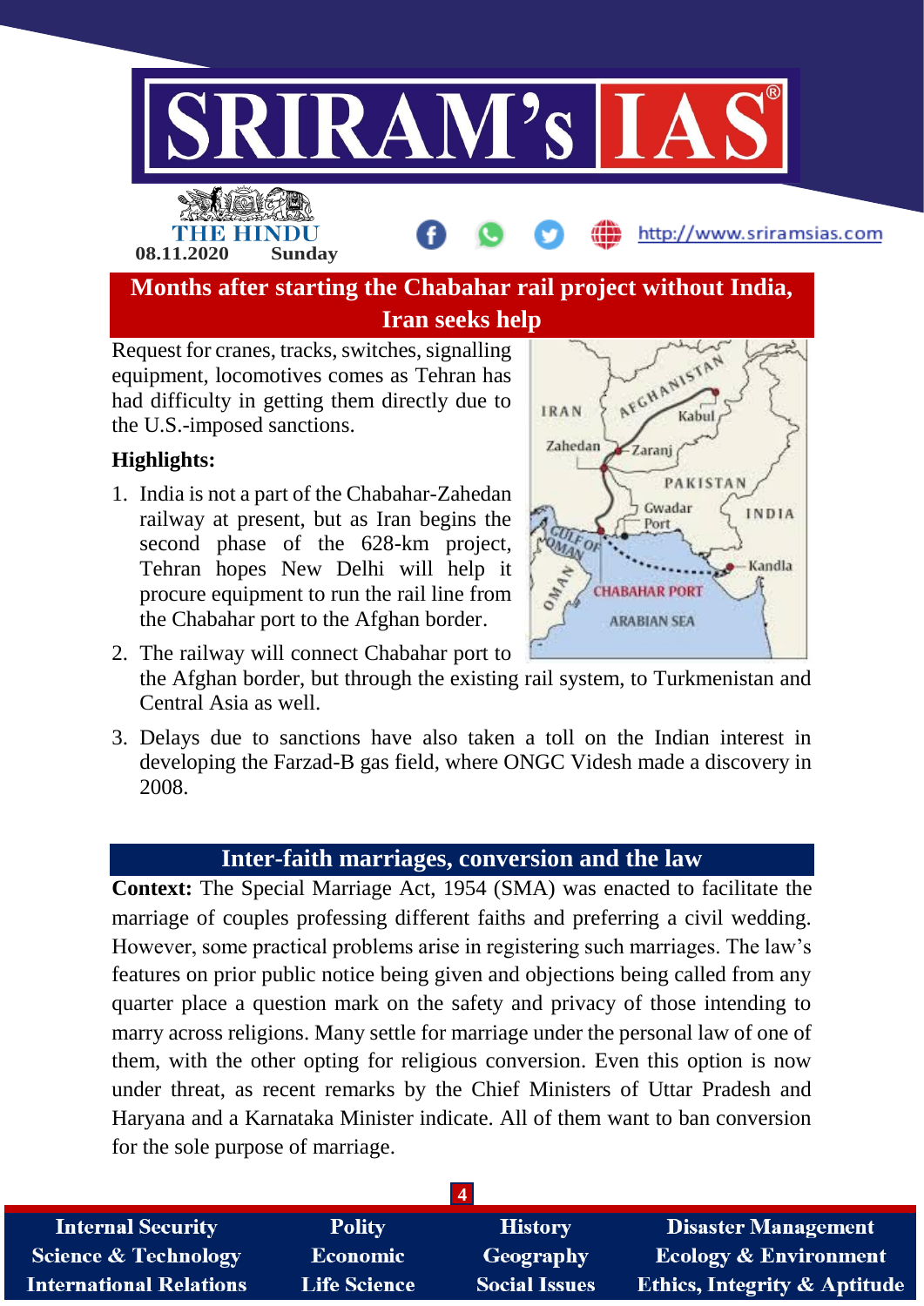## Months after starting the Chabahar rail project without India, Iran seeks help

Request for cranes, tracks, switches, signalling equipment, locomotives comes as Tehran has had difficulty in getting them directly due to the U.S.-imposed sanctions.

**Highlights:**

1. India is not a part of the Chabahar-Zahedan railway at present, but as Iran begins the second phase of the 628-km project, Tehran hopes New Delhi will help it procure equipment to run the rail line from the Chabahar port to the Afghan border.
2. The railway will connect Chabahar port to the Afghan border, but through the existing rail system, to Turkmenistan and Central Asia as well.
3. Delays due to sanctions have also taken a toll on the Indian interest in developing the Farzad-B gas field, where ONGC Videsh made a discovery in 2008.

## Inter-faith marriages, conversion and the law

**Context:** The Special Marriage Act, 1954 (SMA) was enacted to facilitate the marriage of couples professing different faiths and preferring a civil wedding. However, some practical problems arise in registering such marriages. The law's features on prior public notice being given and objections being called from any quarter place a question mark on the safety and privacy of those intending to marry across religions. Many settle for marriage under the personal law of one of them, with the other opting for religious conversion. Even this option is now under threat, as recent remarks by the Chief Ministers of Uttar Pradesh and Haryana and a Karnataka Minister indicate. All of them want to ban conversion for the sole purpose of marriage.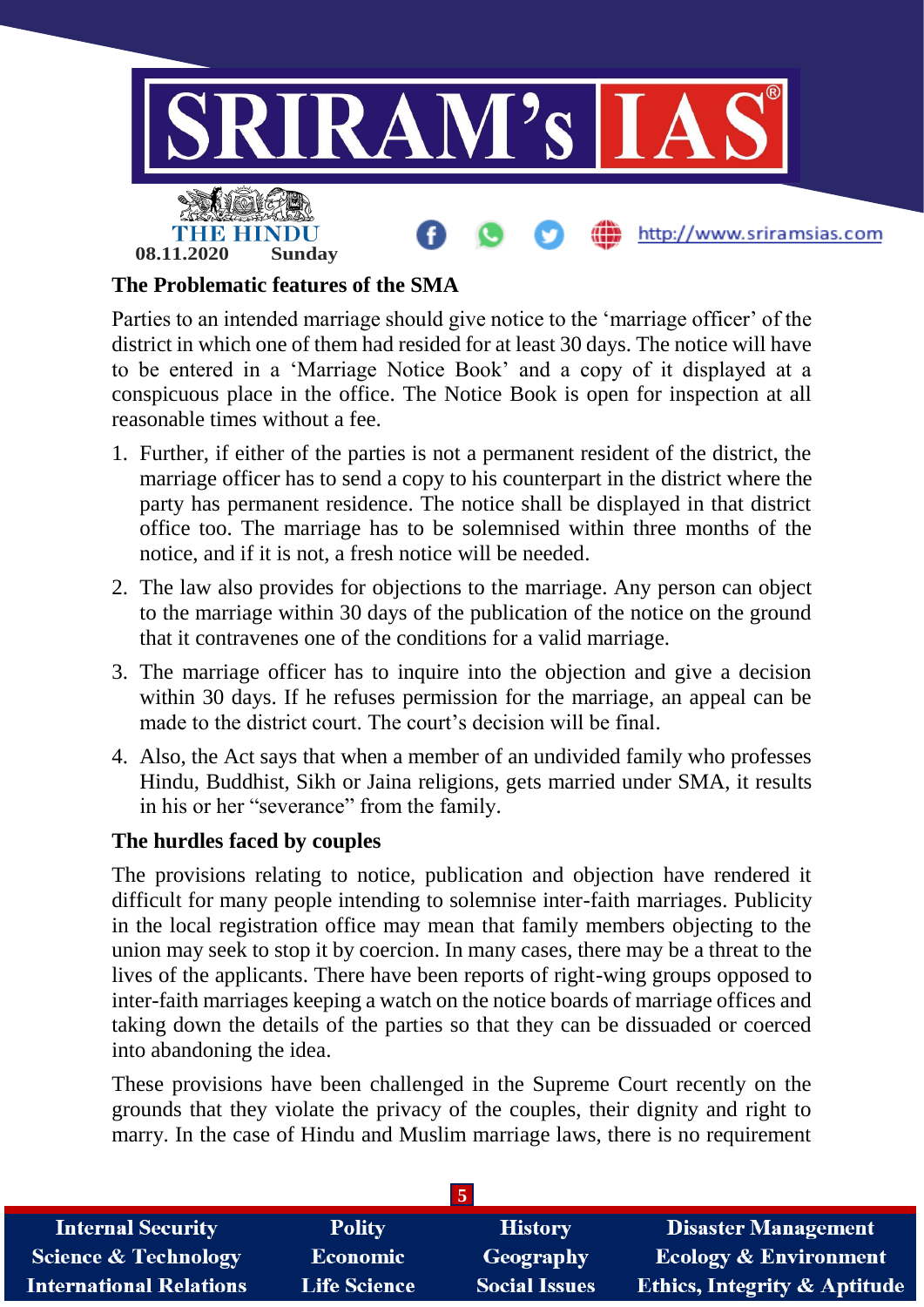### The Problematic features of the SMA

Parties to an intended marriage should give notice to the 'marriage officer' of the district in which one of them had resided for at least 30 days. The notice will have to be entered in a 'Marriage Notice Book' and a copy of it displayed at a conspicuous place in the office. The Notice Book is open for inspection at all reasonable times without a fee.

1. Further, if either of the parties is not a permanent resident of the district, the marriage officer has to send a copy to his counterpart in the district where the party has permanent residence. The notice shall be displayed in that district office too. The marriage has to be solemnised within three months of the notice, and if it is not, a fresh notice will be needed.
2. The law also provides for objections to the marriage. Any person can object to the marriage within 30 days of the publication of the notice on the ground that it contravenes one of the conditions for a valid marriage.
3. The marriage officer has to inquire into the objection and give a decision within 30 days. If he refuses permission for the marriage, an appeal can be made to the district court. The court's decision will be final.
4. Also, the Act says that when a member of an undivided family who professes Hindu, Buddhist, Sikh or Jaina religions, gets married under SMA, it results in his or her "severance" from the family.

### The hurdles faced by couples

The provisions relating to notice, publication and objection have rendered it difficult for many people intending to solemnise inter-faith marriages. Publicity in the local registration office may mean that family members objecting to the union may seek to stop it by coercion. In many cases, there may be a threat to the lives of the applicants. There have been reports of right-wing groups opposed to inter-faith marriages keeping a watch on the notice boards of marriage offices and taking down the details of the parties so that they can be dissuaded or coerced into abandoning the idea.

These provisions have been challenged in the Supreme Court recently on the grounds that they violate the privacy of the couples, their dignity and right to marry. In the case of Hindu and Muslim marriage laws, there is no requirement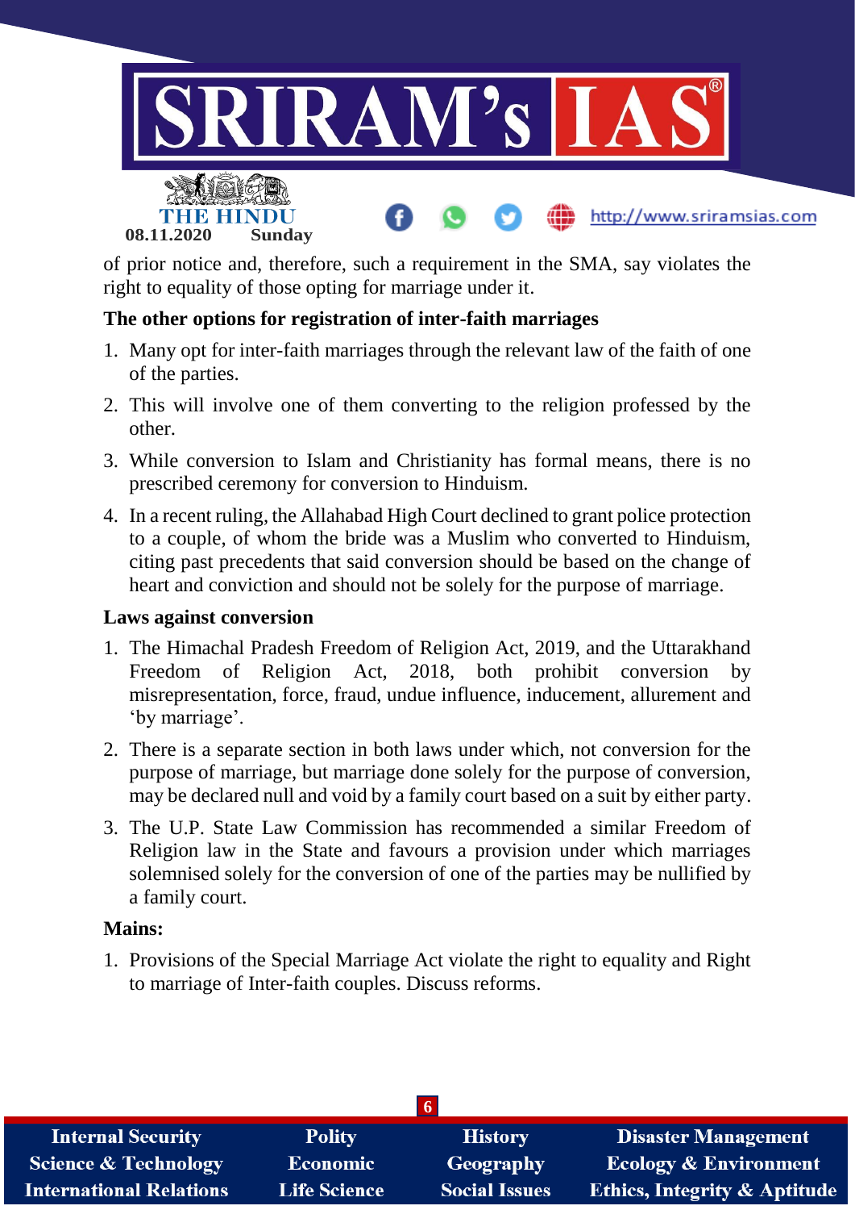of prior notice and, therefore, such a requirement in the SMA, say violates the right to equality of those opting for marriage under it.

**The other options for registration of inter-faith marriages**

1. Many opt for inter-faith marriages through the relevant law of the faith of one of the parties.
2. This will involve one of them converting to the religion professed by the other.
3. While conversion to Islam and Christianity has formal means, there is no prescribed ceremony for conversion to Hinduism.
4. In a recent ruling, the Allahabad High Court declined to grant police protection to a couple, of whom the bride was a Muslim who converted to Hinduism, citing past precedents that said conversion should be based on the change of heart and conviction and should not be solely for the purpose of marriage.

**Laws against conversion**

1. The Himachal Pradesh Freedom of Religion Act, 2019, and the Uttarakhand Freedom of Religion Act, 2018, both prohibit conversion by misrepresentation, force, fraud, undue influence, inducement, allurement and 'by marriage'.
2. There is a separate section in both laws under which, not conversion for the purpose of marriage, but marriage done solely for the purpose of conversion, may be declared null and void by a family court based on a suit by either party.
3. The U.P. State Law Commission has recommended a similar Freedom of Religion law in the State and favours a provision under which marriages solemnised solely for the conversion of one of the parties may be nullified by a family court.

**Mains:**

1. Provisions of the Special Marriage Act violate the right to equality and Right to marriage of Inter-faith couples. Discuss reforms.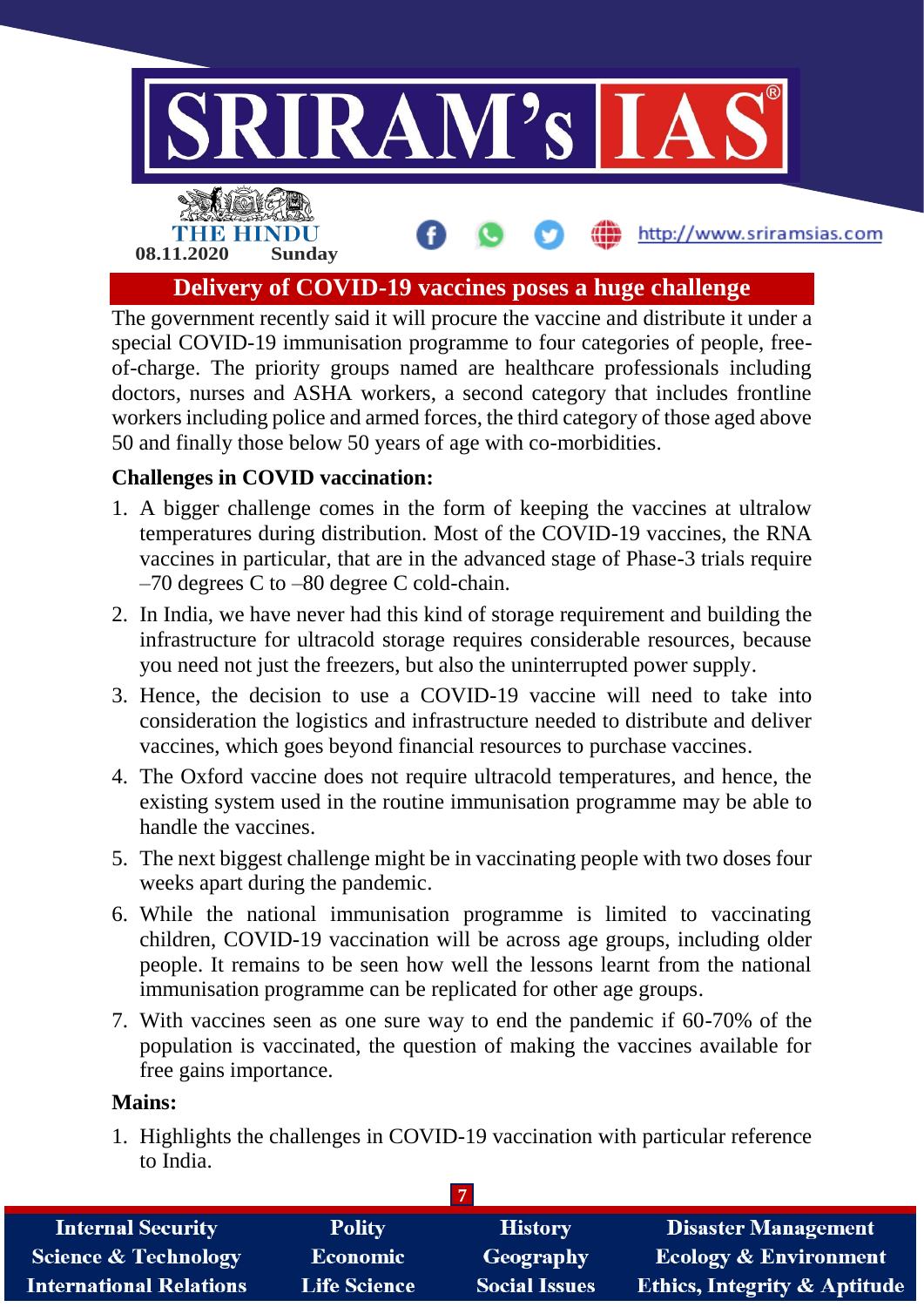## Delivery of COVID-19 vaccines poses a huge challenge

The government recently said it will procure the vaccine and distribute it under a special COVID-19 immunisation programme to four categories of people, free-of-charge. The priority groups named are healthcare professionals including doctors, nurses and ASHA workers, a second category that includes frontline workers including police and armed forces, the third category of those aged above 50 and finally those below 50 years of age with co-morbidities.

**Challenges in COVID vaccination:**

1. A bigger challenge comes in the form of keeping the vaccines at ultralow temperatures during distribution. Most of the COVID-19 vaccines, the RNA vaccines in particular, that are in the advanced stage of Phase-3 trials require –70 degrees C to –80 degree C cold-chain.
2. In India, we have never had this kind of storage requirement and building the infrastructure for ultracold storage requires considerable resources, because you need not just the freezers, but also the uninterrupted power supply.
3. Hence, the decision to use a COVID-19 vaccine will need to take into consideration the logistics and infrastructure needed to distribute and deliver vaccines, which goes beyond financial resources to purchase vaccines.
4. The Oxford vaccine does not require ultracold temperatures, and hence, the existing system used in the routine immunisation programme may be able to handle the vaccines.
5. The next biggest challenge might be in vaccinating people with two doses four weeks apart during the pandemic.
6. While the national immunisation programme is limited to vaccinating children, COVID-19 vaccination will be across age groups, including older people. It remains to be seen how well the lessons learnt from the national immunisation programme can be replicated for other age groups.
7. With vaccines seen as one sure way to end the pandemic if 60-70% of the population is vaccinated, the question of making the vaccines available for free gains importance.

**Mains:**

1. Highlights the challenges in COVID-19 vaccination with particular reference to India.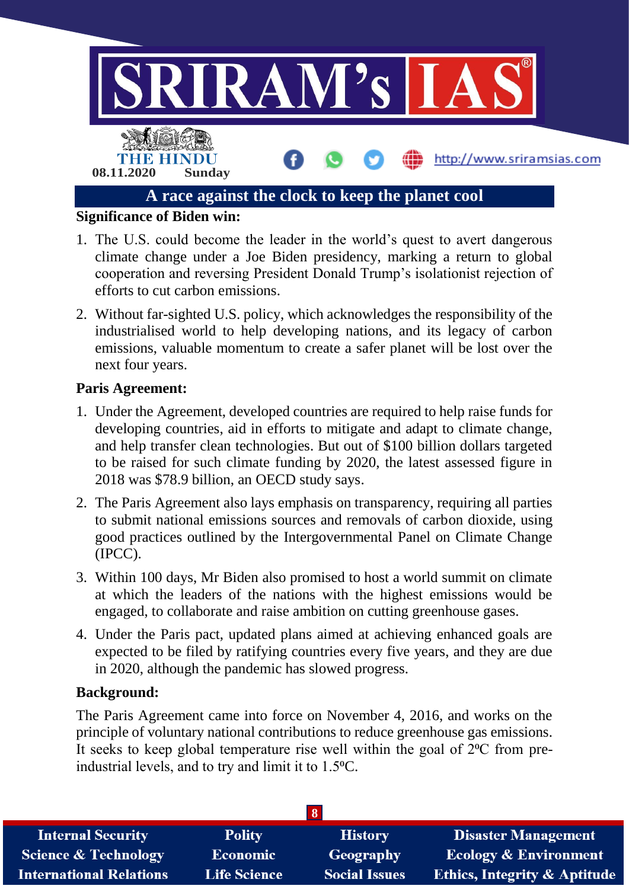# A race against the clock to keep the planet cool

**Significance of Biden win:**

1. The U.S. could become the leader in the world's quest to avert dangerous climate change under a Joe Biden presidency, marking a return to global cooperation and reversing President Donald Trump's isolationist rejection of efforts to cut carbon emissions.
2. Without far-sighted U.S. policy, which acknowledges the responsibility of the industrialised world to help developing nations, and its legacy of carbon emissions, valuable momentum to create a safer planet will be lost over the next four years.

**Paris Agreement:**

1. Under the Agreement, developed countries are required to help raise funds for developing countries, aid in efforts to mitigate and adapt to climate change, and help transfer clean technologies. But out of $100 billion dollars targeted to be raised for such climate funding by 2020, the latest assessed figure in 2018 was $78.9 billion, an OECD study says.
2. The Paris Agreement also lays emphasis on transparency, requiring all parties to submit national emissions sources and removals of carbon dioxide, using good practices outlined by the Intergovernmental Panel on Climate Change (IPCC).
3. Within 100 days, Mr Biden also promised to host a world summit on climate at which the leaders of the nations with the highest emissions would be engaged, to collaborate and raise ambition on cutting greenhouse gases.
4. Under the Paris pact, updated plans aimed at achieving enhanced goals are expected to be filed by ratifying countries every five years, and they are due in 2020, although the pandemic has slowed progress.

**Background:**

The Paris Agreement came into force on November 4, 2016, and works on the principle of voluntary national contributions to reduce greenhouse gas emissions. It seeks to keep global temperature rise well within the goal of 2ºC from pre-industrial levels, and to try and limit it to 1.5ºC.